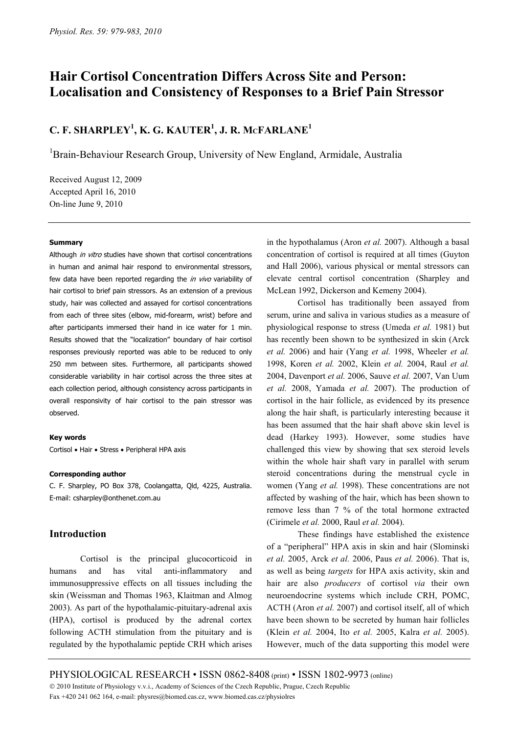# Hair Cortisol Concentration Differs Across Site and Person: Localisation and Consistency of Responses to a Brief Pain Stressor

## C. F. SHARPLEY[1], K. G. KAUTER[1], J. R. McFARLANE[1]

[1]Brain-Behaviour Research Group, University of New England, Armidale, Australia

Received August 12, 2009
Accepted April 16, 2010
On-line June 9, 2010

#### Summary

Although *in vitro* studies have shown that cortisol concentrations in human and animal hair respond to environmental stressors, few data have been reported regarding the *in vivo* variability of hair cortisol to brief pain stressors. As an extension of a previous study, hair was collected and assayed for cortisol concentrations from each of three sites (elbow, mid-forearm, wrist) before and after participants immersed their hand in ice water for 1 min. Results showed that the "localization" boundary of hair cortisol responses previously reported was able to be reduced to only 250 mm between sites. Furthermore, all participants showed considerable variability in hair cortisol across the three sites at each collection period, although consistency across participants in overall responsivity of hair cortisol to the pain stressor was observed.

#### Key words

Cortisol • Hair • Stress • Peripheral HPA axis

#### Corresponding author

C. F. Sharpley, PO Box 378, Coolangatta, Qld, 4225, Australia. E-mail: csharpley@onthenet.com.au

## Introduction

Cortisol is the principal glucocorticoid in humans and has vital anti-inflammatory and immunosuppressive effects on all tissues including the skin (Weissman and Thomas 1963, Klaitman and Almog 2003). As part of the hypothalamic-pituitary-adrenal axis (HPA), cortisol is produced by the adrenal cortex following ACTH stimulation from the pituitary and is regulated by the hypothalamic peptide CRH which arises in the hypothalamus (Aron *et al.* 2007). Although a basal concentration of cortisol is required at all times (Guyton and Hall 2006), various physical or mental stressors can elevate central cortisol concentration (Sharpley and McLean 1992, Dickerson and Kemeny 2004).

Cortisol has traditionally been assayed from serum, urine and saliva in various studies as a measure of physiological response to stress (Umeda *et al.* 1981) but has recently been shown to be synthesized in skin (Arck *et al.* 2006) and hair (Yang *et al.* 1998, Wheeler *et al.* 1998, Koren *et al.* 2002, Klein *et al.* 2004, Raul *et al.* 2004, Davenport *et al.* 2006, Sauve *et al.* 2007, Van Uum *et al.* 2008, Yamada *et al.* 2007). The production of cortisol in the hair follicle, as evidenced by its presence along the hair shaft, is particularly interesting because it has been assumed that the hair shaft above skin level is dead (Harkey 1993). However, some studies have challenged this view by showing that sex steroid levels within the whole hair shaft vary in parallel with serum steroid concentrations during the menstrual cycle in women (Yang *et al.* 1998). These concentrations are not affected by washing of the hair, which has been shown to remove less than 7 % of the total hormone extracted (Cirimele *et al.* 2000, Raul *et al.* 2004).

These findings have established the existence of a "peripheral" HPA axis in skin and hair (Slominski *et al.* 2005, Arck *et al.* 2006, Paus *et al.* 2006). That is, as well as being *targets* for HPA axis activity, skin and hair are also *producers* of cortisol *via* their own neuroendocrine systems which include CRH, POMC, ACTH (Aron *et al.* 2007) and cortisol itself, all of which have been shown to be secreted by human hair follicles (Klein *et al.* 2004, Ito *et al.* 2005, Kalra *et al.* 2005). However, much of the data supporting this model were

PHYSIOLOGICAL RESEARCH • ISSN 0862-8408 (print) • ISSN 1802-9973 (online)
© 2010 Institute of Physiology v.v.i., Academy of Sciences of the Czech Republic, Prague, Czech Republic
Fax +420 241 062 164, e-mail: physres@biomed.cas.cz, www.biomed.cas.cz/physiolres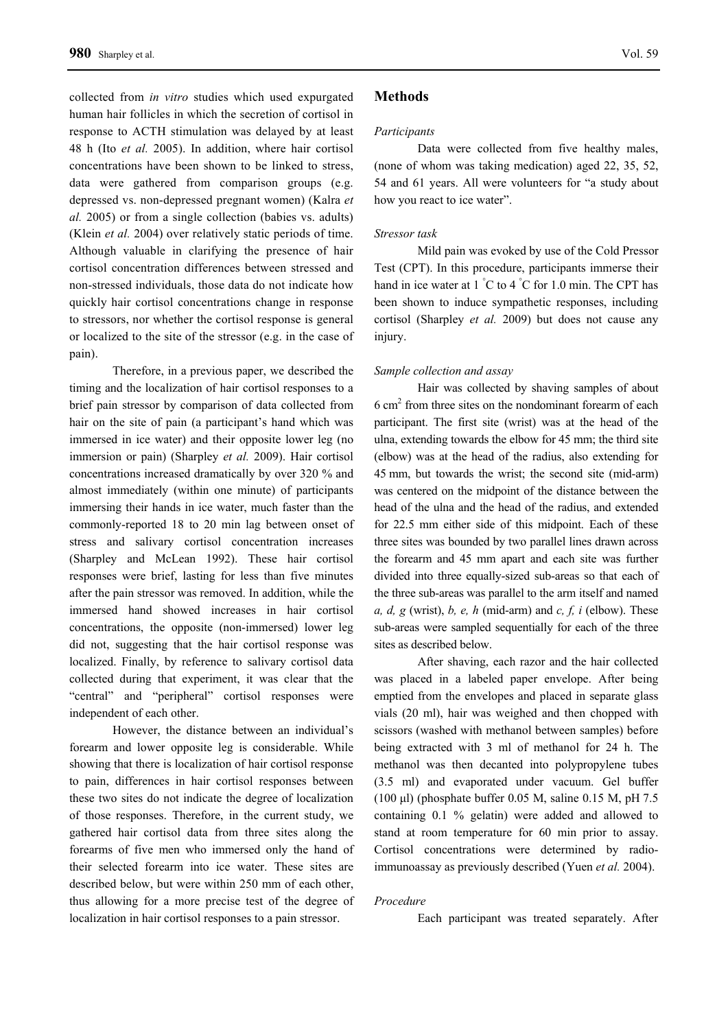collected from *in vitro* studies which used expurgated human hair follicles in which the secretion of cortisol in response to ACTH stimulation was delayed by at least 48 h (Ito *et al.* 2005). In addition, where hair cortisol concentrations have been shown to be linked to stress, data were gathered from comparison groups (e.g. depressed vs. non-depressed pregnant women) (Kalra *et al.* 2005) or from a single collection (babies vs. adults) (Klein *et al.* 2004) over relatively static periods of time. Although valuable in clarifying the presence of hair cortisol concentration differences between stressed and non-stressed individuals, those data do not indicate how quickly hair cortisol concentrations change in response to stressors, nor whether the cortisol response is general or localized to the site of the stressor (e.g. in the case of pain).

Therefore, in a previous paper, we described the timing and the localization of hair cortisol responses to a brief pain stressor by comparison of data collected from hair on the site of pain (a participant's hand which was immersed in ice water) and their opposite lower leg (no immersion or pain) (Sharpley *et al.* 2009). Hair cortisol concentrations increased dramatically by over 320 % and almost immediately (within one minute) of participants immersing their hands in ice water, much faster than the commonly-reported 18 to 20 min lag between onset of stress and salivary cortisol concentration increases (Sharpley and McLean 1992). These hair cortisol responses were brief, lasting for less than five minutes after the pain stressor was removed. In addition, while the immersed hand showed increases in hair cortisol concentrations, the opposite (non-immersed) lower leg did not, suggesting that the hair cortisol response was localized. Finally, by reference to salivary cortisol data collected during that experiment, it was clear that the "central" and "peripheral" cortisol responses were independent of each other.

However, the distance between an individual's forearm and lower opposite leg is considerable. While showing that there is localization of hair cortisol response to pain, differences in hair cortisol responses between these two sites do not indicate the degree of localization of those responses. Therefore, in the current study, we gathered hair cortisol data from three sites along the forearms of five men who immersed only the hand of their selected forearm into ice water. These sites are described below, but were within 250 mm of each other, thus allowing for a more precise test of the degree of localization in hair cortisol responses to a pain stressor.

## Methods

### *Participants*

Data were collected from five healthy males, (none of whom was taking medication) aged 22, 35, 52, 54 and 61 years. All were volunteers for "a study about how you react to ice water".

### *Stressor task*

Mild pain was evoked by use of the Cold Pressor Test (CPT). In this procedure, participants immerse their hand in ice water at 1 °C to 4 °C for 1.0 min. The CPT has been shown to induce sympathetic responses, including cortisol (Sharpley *et al.* 2009) but does not cause any injury.

### *Sample collection and assay*

Hair was collected by shaving samples of about 6 cm$^2$ from three sites on the nondominant forearm of each participant. The first site (wrist) was at the head of the ulna, extending towards the elbow for 45 mm; the third site (elbow) was at the head of the radius, also extending for 45 mm, but towards the wrist; the second site (mid-arm) was centered on the midpoint of the distance between the head of the ulna and the head of the radius, and extended for 22.5 mm either side of this midpoint. Each of these three sites was bounded by two parallel lines drawn across the forearm and 45 mm apart and each site was further divided into three equally-sized sub-areas so that each of the three sub-areas was parallel to the arm itself and named *a, d, g* (wrist), *b, e, h* (mid-arm) and *c, f, i* (elbow). These sub-areas were sampled sequentially for each of the three sites as described below.

After shaving, each razor and the hair collected was placed in a labeled paper envelope. After being emptied from the envelopes and placed in separate glass vials (20 ml), hair was weighed and then chopped with scissors (washed with methanol between samples) before being extracted with 3 ml of methanol for 24 h. The methanol was then decanted into polypropylene tubes (3.5 ml) and evaporated under vacuum. Gel buffer (100 μl) (phosphate buffer 0.05 M, saline 0.15 M, pH 7.5 containing 0.1 % gelatin) were added and allowed to stand at room temperature for 60 min prior to assay. Cortisol concentrations were determined by radio-immunoassay as previously described (Yuen *et al.* 2004).

### *Procedure*

Each participant was treated separately. After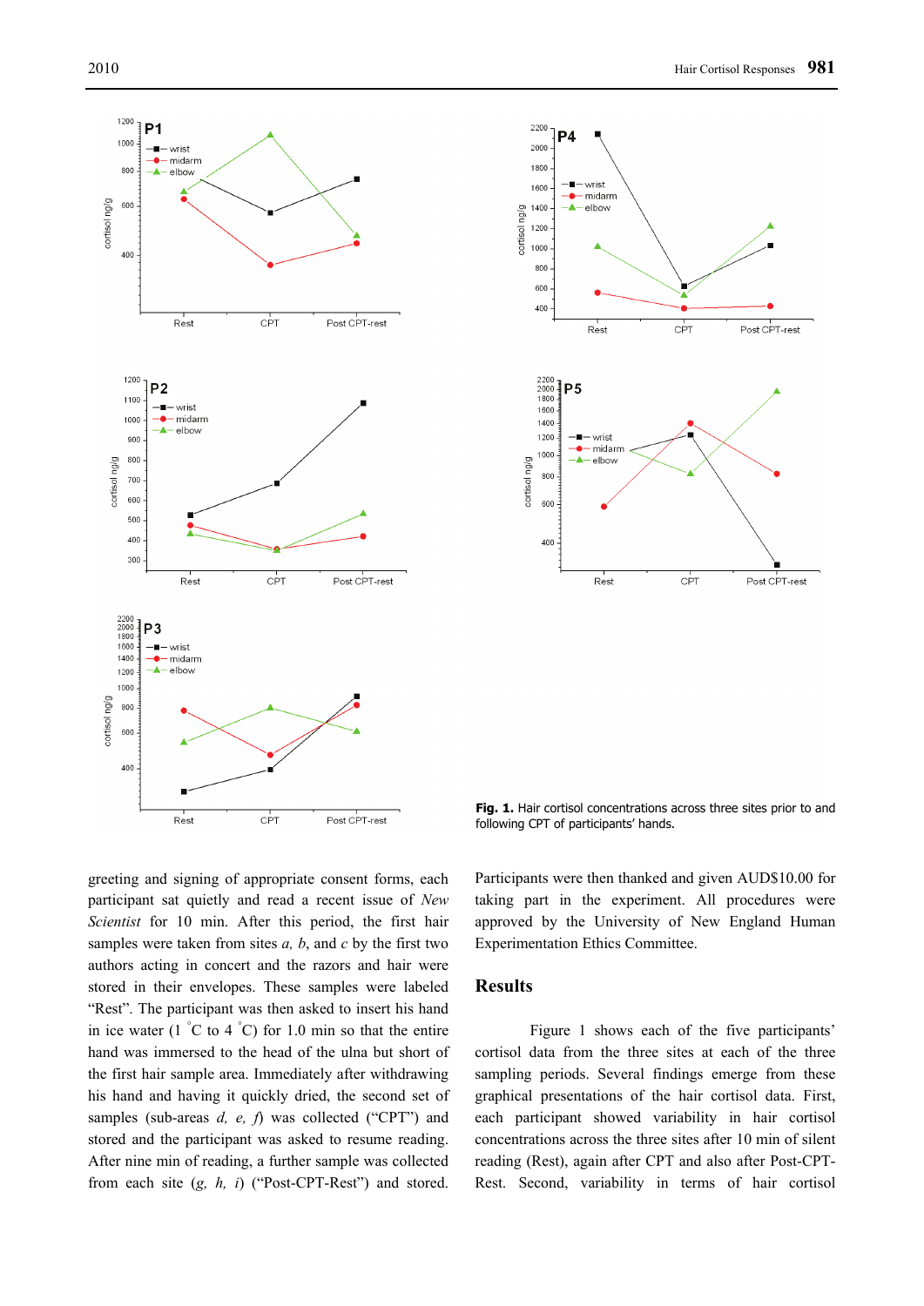Fig. 1. Hair cortisol concentrations across three sites prior to and following CPT of participants' hands.

greeting and signing of appropriate consent forms, each participant sat quietly and read a recent issue of *New Scientist* for 10 min. After this period, the first hair samples were taken from sites *a, b*, and *c* by the first two authors acting in concert and the razors and hair were stored in their envelopes. These samples were labeled "Rest". The participant was then asked to insert his hand in ice water (1 °C to 4 °C) for 1.0 min so that the entire hand was immersed to the head of the ulna but short of the first hair sample area. Immediately after withdrawing his hand and having it quickly dried, the second set of samples (sub-areas *d, e, f*) was collected ("CPT") and stored and the participant was asked to resume reading. After nine min of reading, a further sample was collected from each site (*g, h, i*) ("Post-CPT-Rest") and stored. Participants were then thanked and given AUD$10.00 for taking part in the experiment. All procedures were approved by the University of New England Human Experimentation Ethics Committee.

## Results

Figure 1 shows each of the five participants' cortisol data from the three sites at each of the three sampling periods. Several findings emerge from these graphical presentations of the hair cortisol data. First, each participant showed variability in hair cortisol concentrations across the three sites after 10 min of silent reading (Rest), again after CPT and also after Post-CPT-Rest. Second, variability in terms of hair cortisol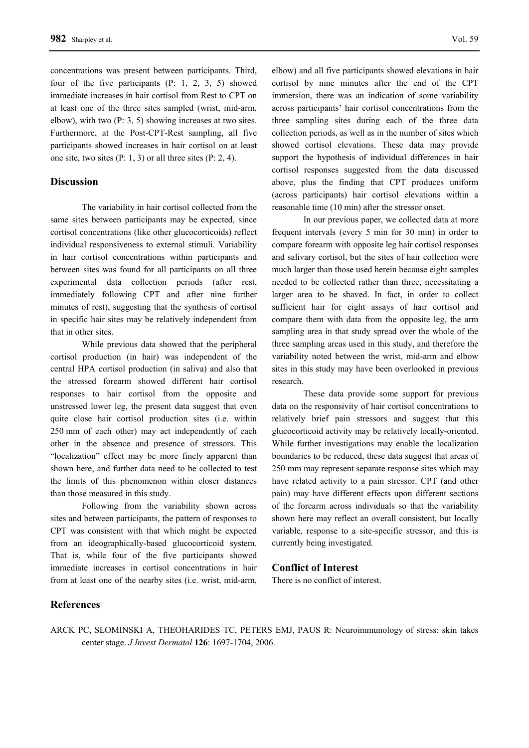concentrations was present between participants. Third, four of the five participants (P: 1, 2, 3, 5) showed immediate increases in hair cortisol from Rest to CPT on at least one of the three sites sampled (wrist, mid-arm, elbow), with two (P: 3, 5) showing increases at two sites. Furthermore, at the Post-CPT-Rest sampling, all five participants showed increases in hair cortisol on at least one site, two sites (P: 1, 3) or all three sites (P: 2, 4).

## Discussion

The variability in hair cortisol collected from the same sites between participants may be expected, since cortisol concentrations (like other glucocorticoids) reflect individual responsiveness to external stimuli. Variability in hair cortisol concentrations within participants and between sites was found for all participants on all three experimental data collection periods (after rest, immediately following CPT and after nine further minutes of rest), suggesting that the synthesis of cortisol in specific hair sites may be relatively independent from that in other sites.

While previous data showed that the peripheral cortisol production (in hair) was independent of the central HPA cortisol production (in saliva) and also that the stressed forearm showed different hair cortisol responses to hair cortisol from the opposite and unstressed lower leg, the present data suggest that even quite close hair cortisol production sites (i.e. within 250 mm of each other) may act independently of each other in the absence and presence of stressors. This "localization" effect may be more finely apparent than shown here, and further data need to be collected to test the limits of this phenomenon within closer distances than those measured in this study.

Following from the variability shown across sites and between participants, the pattern of responses to CPT was consistent with that which might be expected from an ideographically-based glucocorticoid system. That is, while four of the five participants showed immediate increases in cortisol concentrations in hair from at least one of the nearby sites (i.e. wrist, mid-arm, elbow) and all five participants showed elevations in hair cortisol by nine minutes after the end of the CPT immersion, there was an indication of some variability across participants' hair cortisol concentrations from the three sampling sites during each of the three data collection periods, as well as in the number of sites which showed cortisol elevations. These data may provide support the hypothesis of individual differences in hair cortisol responses suggested from the data discussed above, plus the finding that CPT produces uniform (across participants) hair cortisol elevations within a reasonable time (10 min) after the stressor onset.

In our previous paper, we collected data at more frequent intervals (every 5 min for 30 min) in order to compare forearm with opposite leg hair cortisol responses and salivary cortisol, but the sites of hair collection were much larger than those used herein because eight samples needed to be collected rather than three, necessitating a larger area to be shaved. In fact, in order to collect sufficient hair for eight assays of hair cortisol and compare them with data from the opposite leg, the arm sampling area in that study spread over the whole of the three sampling areas used in this study, and therefore the variability noted between the wrist, mid-arm and elbow sites in this study may have been overlooked in previous research.

These data provide some support for previous data on the responsivity of hair cortisol concentrations to relatively brief pain stressors and suggest that this glucocorticoid activity may be relatively locally-oriented. While further investigations may enable the localization boundaries to be reduced, these data suggest that areas of 250 mm may represent separate response sites which may have related activity to a pain stressor. CPT (and other pain) may have different effects upon different sections of the forearm across individuals so that the variability shown here may reflect an overall consistent, but locally variable, response to a site-specific stressor, and this is currently being investigated.

## Conflict of Interest

There is no conflict of interest.

## References

ARCK PC, SLOMINSKI A, THEOHARIDES TC, PETERS EMJ, PAUS R: Neuroimmunology of stress: skin takes center stage. *J Invest Dermatol* **126**: 1697-1704, 2006.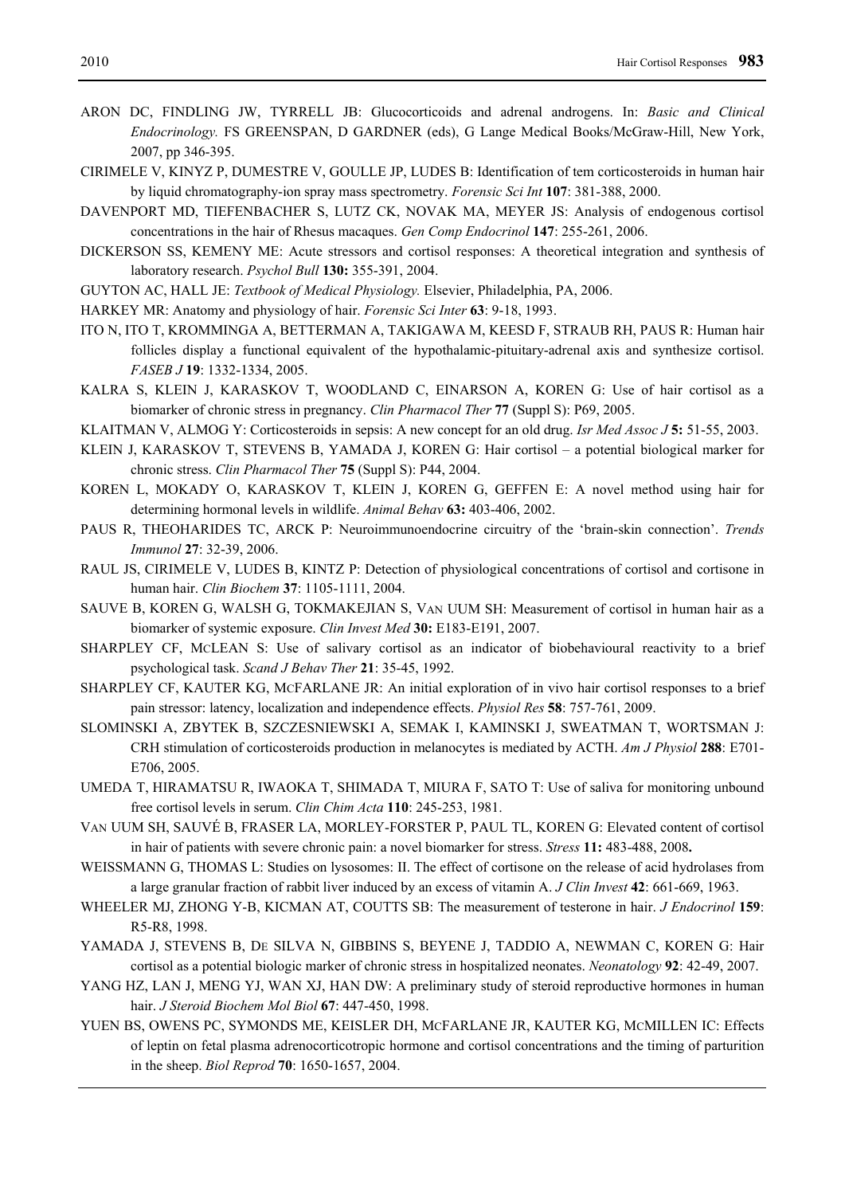ARON DC, FINDLING JW, TYRRELL JB: Glucocorticoids and adrenal androgens. In: *Basic and Clinical Endocrinology.* FS GREENSPAN, D GARDNER (eds), G Lange Medical Books/McGraw-Hill, New York, 2007, pp 346-395.

CIRIMELE V, KINYZ P, DUMESTRE V, GOULLE JP, LUDES B: Identification of tem corticosteroids in human hair by liquid chromatography-ion spray mass spectrometry. *Forensic Sci Int* **107**: 381-388, 2000.

DAVENPORT MD, TIEFENBACHER S, LUTZ CK, NOVAK MA, MEYER JS: Analysis of endogenous cortisol concentrations in the hair of Rhesus macaques. *Gen Comp Endocrinol* **147**: 255-261, 2006.

DICKERSON SS, KEMENY ME: Acute stressors and cortisol responses: A theoretical integration and synthesis of laboratory research. *Psychol Bull* **130:** 355-391, 2004.

GUYTON AC, HALL JE: *Textbook of Medical Physiology.* Elsevier, Philadelphia, PA, 2006.

HARKEY MR: Anatomy and physiology of hair. *Forensic Sci Inter* **63**: 9-18, 1993.

ITO N, ITO T, KROMMINGA A, BETTERMAN A, TAKIGAWA M, KEESD F, STRAUB RH, PAUS R: Human hair follicles display a functional equivalent of the hypothalamic-pituitary-adrenal axis and synthesize cortisol. *FASEB J* **19**: 1332-1334, 2005.

KALRA S, KLEIN J, KARASKOV T, WOODLAND C, EINARSON A, KOREN G: Use of hair cortisol as a biomarker of chronic stress in pregnancy. *Clin Pharmacol Ther* **77** (Suppl S): P69, 2005.

KLAITMAN V, ALMOG Y: Corticosteroids in sepsis: A new concept for an old drug. *Isr Med Assoc J* **5:** 51-55, 2003.

KLEIN J, KARASKOV T, STEVENS B, YAMADA J, KOREN G: Hair cortisol – a potential biological marker for chronic stress. *Clin Pharmacol Ther* **75** (Suppl S): P44, 2004.

KOREN L, MOKADY O, KARASKOV T, KLEIN J, KOREN G, GEFFEN E: A novel method using hair for determining hormonal levels in wildlife. *Animal Behav* **63:** 403-406, 2002.

PAUS R, THEOHARIDES TC, ARCK P: Neuroimmunoendocrine circuitry of the 'brain-skin connection'. *Trends Immunol* **27**: 32-39, 2006.

RAUL JS, CIRIMELE V, LUDES B, KINTZ P: Detection of physiological concentrations of cortisol and cortisone in human hair. *Clin Biochem* **37**: 1105-1111, 2004.

SAUVE B, KOREN G, WALSH G, TOKMAKEJIAN S, VAN UUM SH: Measurement of cortisol in human hair as a biomarker of systemic exposure. *Clin Invest Med* **30:** E183-E191, 2007.

SHARPLEY CF, MCLEAN S: Use of salivary cortisol as an indicator of biobehavioural reactivity to a brief psychological task. *Scand J Behav Ther* **21**: 35-45, 1992.

SHARPLEY CF, KAUTER KG, MCFARLANE JR: An initial exploration of in vivo hair cortisol responses to a brief pain stressor: latency, localization and independence effects. *Physiol Res* **58**: 757-761, 2009.

SLOMINSKI A, ZBYTEK B, SZCZESNIEWSKI A, SEMAK I, KAMINSKI J, SWEATMAN T, WORTSMAN J: CRH stimulation of corticosteroids production in melanocytes is mediated by ACTH. *Am J Physiol* **288**: E701-E706, 2005.

UMEDA T, HIRAMATSU R, IWAOKA T, SHIMADA T, MIURA F, SATO T: Use of saliva for monitoring unbound free cortisol levels in serum. *Clin Chim Acta* **110**: 245-253, 1981.

VAN UUM SH, SAUVÉ B, FRASER LA, MORLEY-FORSTER P, PAUL TL, KOREN G: Elevated content of cortisol in hair of patients with severe chronic pain: a novel biomarker for stress. *Stress* **11:** 483-488, 2008**.**

WEISSMANN G, THOMAS L: Studies on lysosomes: II. The effect of cortisone on the release of acid hydrolases from a large granular fraction of rabbit liver induced by an excess of vitamin A. *J Clin Invest* **42**: 661-669, 1963.

WHEELER MJ, ZHONG Y-B, KICMAN AT, COUTTS SB: The measurement of testerone in hair. *J Endocrinol* **159**: R5-R8, 1998.

YAMADA J, STEVENS B, DE SILVA N, GIBBINS S, BEYENE J, TADDIO A, NEWMAN C, KOREN G: Hair cortisol as a potential biologic marker of chronic stress in hospitalized neonates. *Neonatology* **92**: 42-49, 2007.

YANG HZ, LAN J, MENG YJ, WAN XJ, HAN DW: A preliminary study of steroid reproductive hormones in human hair. *J Steroid Biochem Mol Biol* **67**: 447-450, 1998.

YUEN BS, OWENS PC, SYMONDS ME, KEISLER DH, MCFARLANE JR, KAUTER KG, MCMILLEN IC: Effects of leptin on fetal plasma adrenocorticotropic hormone and cortisol concentrations and the timing of parturition in the sheep. *Biol Reprod* **70**: 1650-1657, 2004.